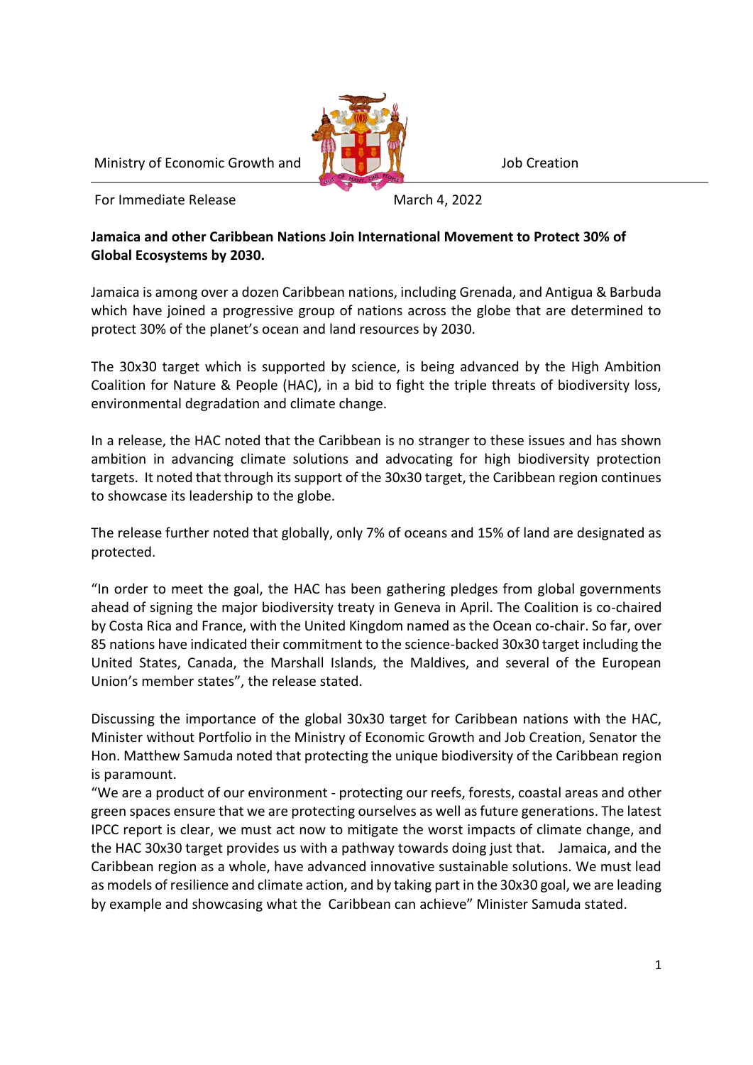Ministry of Economic Growth and Job Creation

For Immediate Release March 4, 2022

**Jamaica and other Caribbean Nations Join International Movement to Protect 30% of Global Ecosystems by 2030.**

Jamaica is among over a dozen Caribbean nations, including Grenada, and Antigua & Barbuda which have joined a progressive group of nations across the globe that are determined to protect 30% of the planet's ocean and land resources by 2030.

The 30x30 target which is supported by science, is being advanced by the High Ambition Coalition for Nature & People (HAC), in a bid to fight the triple threats of biodiversity loss, environmental degradation and climate change.

In a release, the HAC noted that the Caribbean is no stranger to these issues and has shown ambition in advancing climate solutions and advocating for high biodiversity protection targets. It noted that through its support of the 30x30 target, the Caribbean region continues to showcase its leadership to the globe.

The release further noted that globally, only 7% of oceans and 15% of land are designated as protected.

"In order to meet the goal, the HAC has been gathering pledges from global governments ahead of signing the major biodiversity treaty in Geneva in April. The Coalition is co-chaired by Costa Rica and France, with the United Kingdom named as the Ocean co-chair. So far, over 85 nations have indicated their commitment to the science-backed 30x30 target including the United States, Canada, the Marshall Islands, the Maldives, and several of the European Union's member states", the release stated.

Discussing the importance of the global 30x30 target for Caribbean nations with the HAC, Minister without Portfolio in the Ministry of Economic Growth and Job Creation, Senator the Hon. Matthew Samuda noted that protecting the unique biodiversity of the Caribbean region is paramount.

"We are a product of our environment - protecting our reefs, forests, coastal areas and other green spaces ensure that we are protecting ourselves as well as future generations. The latest IPCC report is clear, we must act now to mitigate the worst impacts of climate change, and the HAC 30x30 target provides us with a pathway towards doing just that. Jamaica, and the Caribbean region as a whole, have advanced innovative sustainable solutions. We must lead as models of resilience and climate action, and by taking part in the 30x30 goal, we are leading by example and showcasing what the Caribbean can achieve" Minister Samuda stated.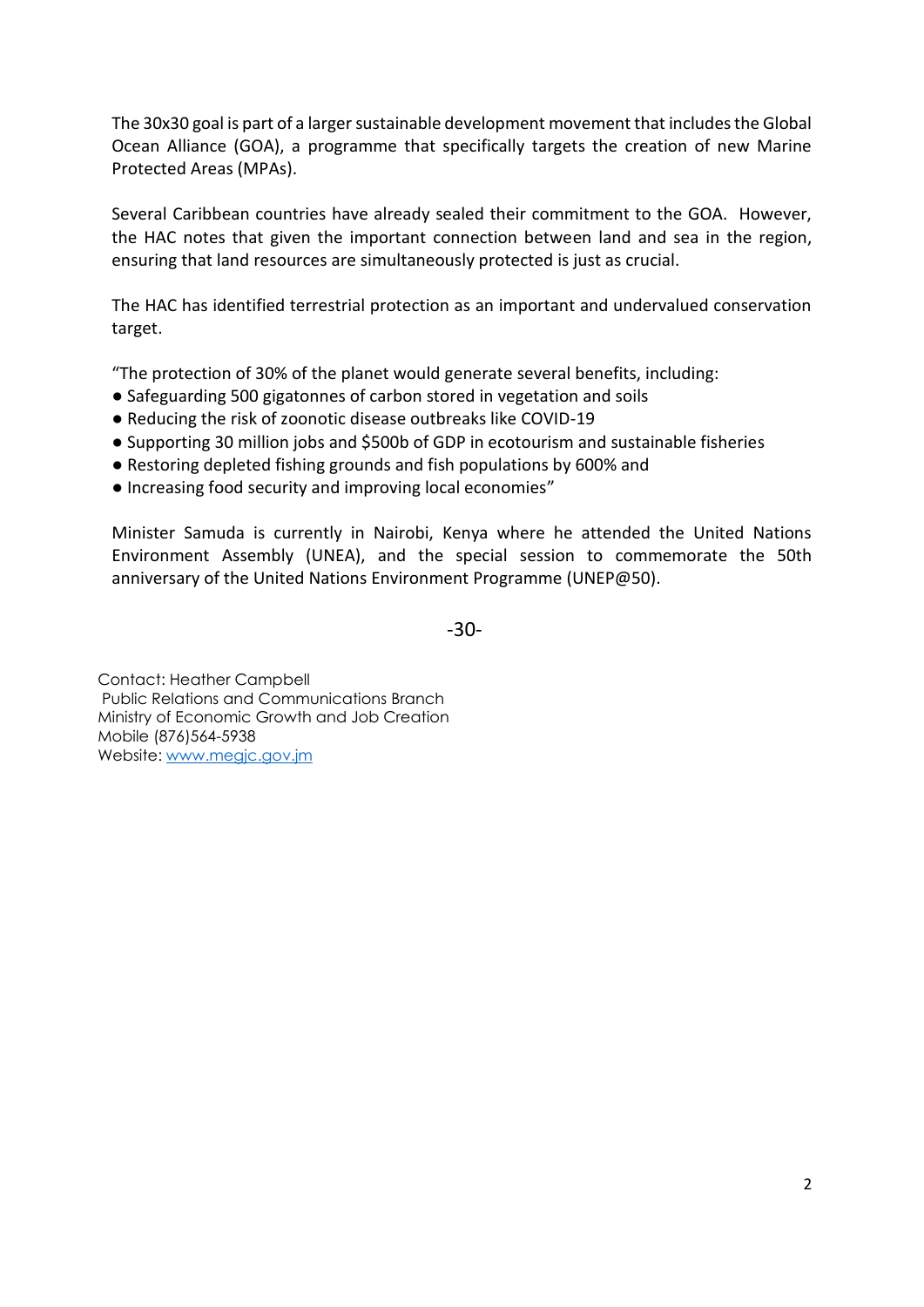The 30x30 goal is part of a larger sustainable development movement that includes the Global Ocean Alliance (GOA), a programme that specifically targets the creation of new Marine Protected Areas (MPAs).

Several Caribbean countries have already sealed their commitment to the GOA. However, the HAC notes that given the important connection between land and sea in the region, ensuring that land resources are simultaneously protected is just as crucial.

The HAC has identified terrestrial protection as an important and undervalued conservation target.

"The protection of 30% of the planet would generate several benefits, including:

- Safeguarding 500 gigatonnes of carbon stored in vegetation and soils
- Reducing the risk of zoonotic disease outbreaks like COVID-19
- Supporting 30 million jobs and $500b of GDP in ecotourism and sustainable fisheries
- Restoring depleted fishing grounds and fish populations by 600% and
- Increasing food security and improving local economies"

Minister Samuda is currently in Nairobi, Kenya where he attended the United Nations Environment Assembly (UNEA), and the special session to commemorate the 50th anniversary of the United Nations Environment Programme (UNEP@50).

-30-

Contact: Heather Campbell
Public Relations and Communications Branch
Ministry of Economic Growth and Job Creation
Mobile (876)564-5938
Website: www.megjc.gov.jm